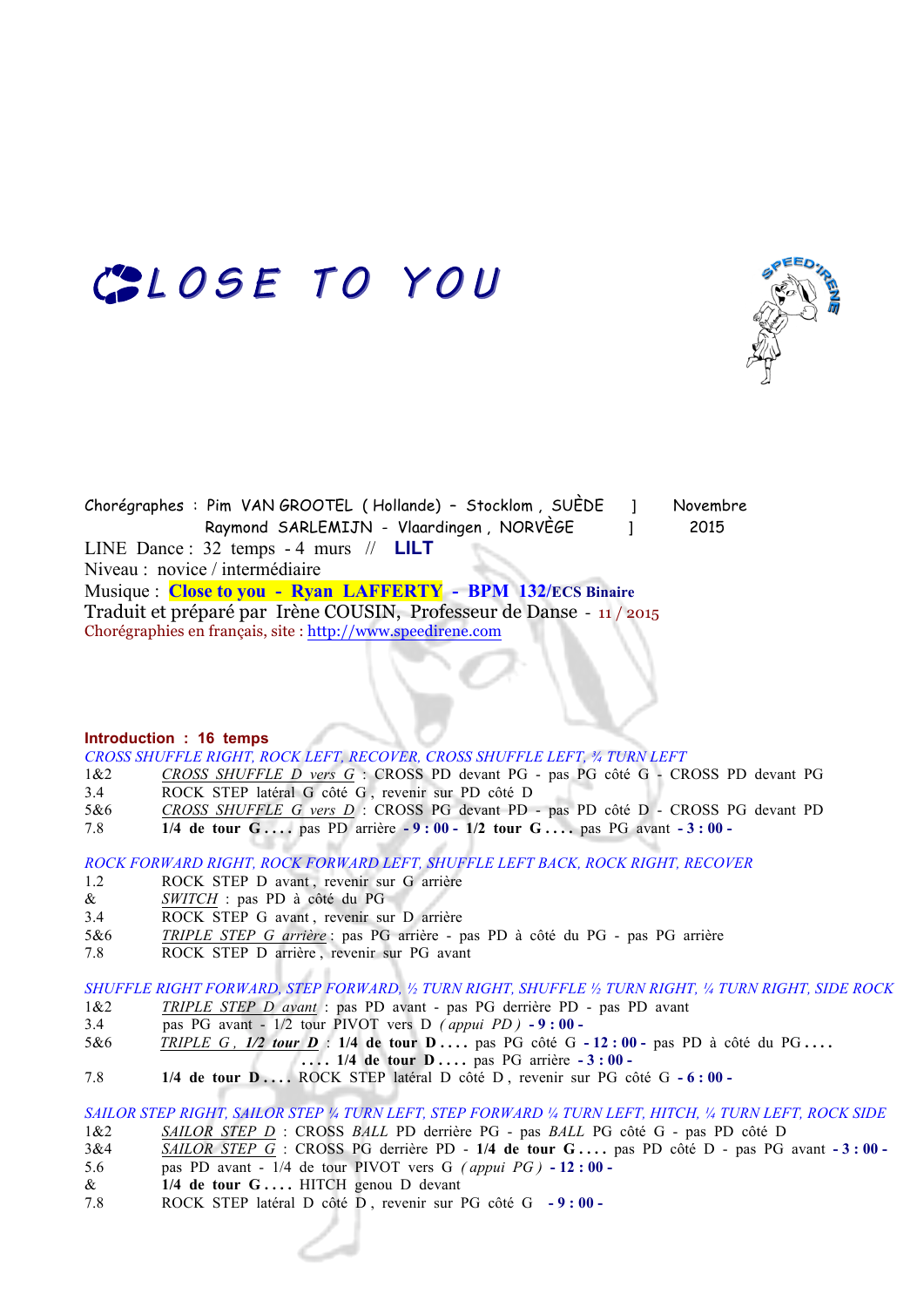# CLOSE TO YOU

Chorégraphes : Pim VAN GROOTEL ( Hollande) – Stocklom , SUÈDE ] Novembre
Raymond SARLEMIJN - Vlaardingen , NORVÈGE ] 2015

LINE Dance : 32 temps - 4 murs // **LILT**

Niveau : novice / intermédiaire

Musique : **Close to you - Ryan LAFFERTY - BPM 132/ECS Binaire**

Traduit et préparé par Irène COUSIN, Professeur de Danse - 11 / 2015

Chorégraphies en français, site : http://www.speedirene.com

**Introduction : 16 temps**

*CROSS SHUFFLE RIGHT, ROCK LEFT, RECOVER, CROSS SHUFFLE LEFT, ¾ TURN LEFT*

| | |
|---|---|
| 1&2 | CROSS SHUFFLE D vers G : CROSS PD devant PG - pas PG côté G - CROSS PD devant PG |
| 3.4 | ROCK STEP latéral G côté G , revenir sur PD côté D |
| 5&6 | CROSS SHUFFLE G vers D : CROSS PG devant PD - pas PD côté D - CROSS PG devant PD |
| 7.8 | **1/4 de tour G . . . .** pas PD arrière **- 9 : 00 - 1/2 tour G . . . .** pas PG avant **- 3 : 00 -** |

*ROCK FORWARD RIGHT, ROCK FORWARD LEFT, SHUFFLE LEFT BACK, ROCK RIGHT, RECOVER*

| | |
|---|---|
| 1.2 | ROCK STEP D avant , revenir sur G arrière |
| & | SWITCH : pas PD à côté du PG |
| 3.4 | ROCK STEP G avant , revenir sur D arrière |
| 5&6 | TRIPLE STEP G arrière : pas PG arrière - pas PD à côté du PG - pas PG arrière |
| 7.8 | ROCK STEP D arrière , revenir sur PG avant |

*SHUFFLE RIGHT FORWARD, STEP FORWARD, ½ TURN RIGHT, SHUFFLE ½ TURN RIGHT, ¼ TURN RIGHT, SIDE ROCK*

| | |
|---|---|
| 1&2 | TRIPLE STEP D avant : pas PD avant - pas PG derrière PD - pas PD avant |
| 3.4 | pas PG avant - 1/2 tour PIVOT vers D *( appui PD )* **- 9 : 00 -** |
| 5&6 | TRIPLE G , *1/2 tour D* : **1/4 de tour D . . . .** pas PG côté G **- 12 : 00 -** pas PD à côté du PG **. . . . . . . . 1/4 de tour D . . . .** pas PG arrière **- 3 : 00 -** |
| 7.8 | **1/4 de tour D . . . .** ROCK STEP latéral D côté D , revenir sur PG côté G **- 6 : 00 -** |

*SAILOR STEP RIGHT, SAILOR STEP ¼ TURN LEFT, STEP FORWARD ¼ TURN LEFT, HITCH, ¼ TURN LEFT, ROCK SIDE*

| | |
|---|---|
| 1&2 | SAILOR STEP D : CROSS *BALL* PD derrière PG - pas *BALL* PG côté G - pas PD côté D |
| 3&4 | SAILOR STEP G : CROSS PG derrière PD - **1/4 de tour G . . . .** pas PD côté D - pas PG avant **- 3 : 00 -** |
| 5.6 | pas PD avant - 1/4 de tour PIVOT vers G *( appui PG )* **- 12 : 00 -** |
| & | **1/4 de tour G . . . .** HITCH genou D devant |
| 7.8 | ROCK STEP latéral D côté D , revenir sur PG côté G **- 9 : 00 -** |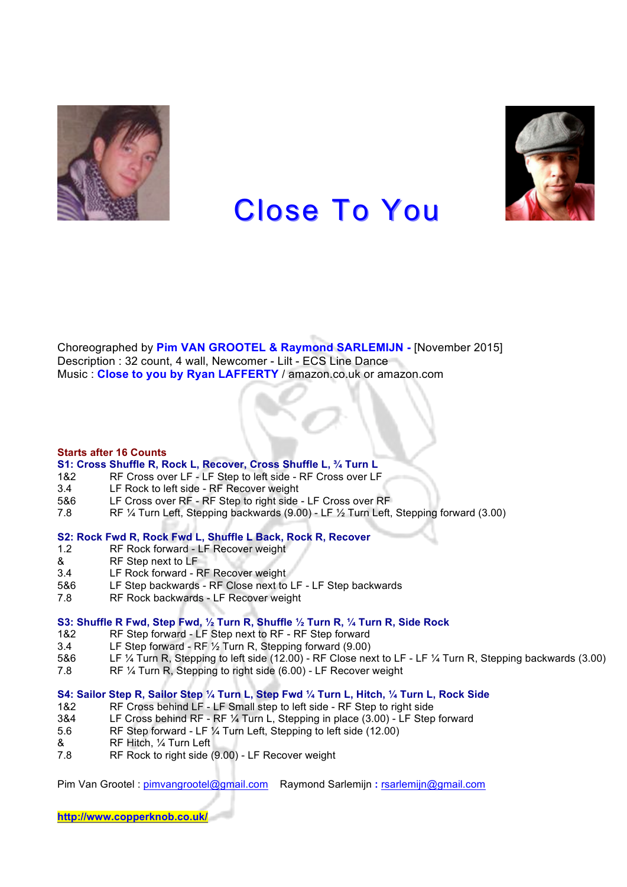# Close To You

Choreographed by **Pim VAN GROOTEL & Raymond SARLEMIJN -** [November 2015]
Description : 32 count, 4 wall, Newcomer - Lilt - ECS Line Dance
Music : **Close to you by Ryan LAFFERTY** / amazon.co.uk or amazon.com

**Starts after 16 Counts**

**S1: Cross Shuffle R, Rock L, Recover, Cross Shuffle L, ¾ Turn L**

| | |
|---|---|
| 1&2 | RF Cross over LF - LF Step to left side - RF Cross over LF |
| 3.4 | LF Rock to left side - RF Recover weight |
| 5&6 | LF Cross over RF - RF Step to right side - LF Cross over RF |
| 7.8 | RF ¼ Turn Left, Stepping backwards (9.00) - LF ½ Turn Left, Stepping forward (3.00) |

**S2: Rock Fwd R, Rock Fwd L, Shuffle L Back, Rock R, Recover**

| | |
|---|---|
| 1.2 | RF Rock forward - LF Recover weight |
| & | RF Step next to LF |
| 3.4 | LF Rock forward - RF Recover weight |
| 5&6 | LF Step backwards - RF Close next to LF - LF Step backwards |
| 7.8 | RF Rock backwards - LF Recover weight |

**S3: Shuffle R Fwd, Step Fwd, ½ Turn R, Shuffle ½ Turn R, ¼ Turn R, Side Rock**

| | |
|---|---|
| 1&2 | RF Step forward - LF Step next to RF - RF Step forward |
| 3.4 | LF Step forward - RF ½ Turn R, Stepping forward (9.00) |
| 5&6 | LF ¼ Turn R, Stepping to left side (12.00) - RF Close next to LF - LF ¼ Turn R, Stepping backwards (3.00) |
| 7.8 | RF ¼ Turn R, Stepping to right side (6.00) - LF Recover weight |

**S4: Sailor Step R, Sailor Step ¼ Turn L, Step Fwd ¼ Turn L, Hitch, ¼ Turn L, Rock Side**

| | |
|---|---|
| 1&2 | RF Cross behind LF - LF Small step to left side - RF Step to right side |
| 3&4 | LF Cross behind RF - RF ¼ Turn L, Stepping in place (3.00) - LF Step forward |
| 5.6 | RF Step forward - LF ¼ Turn Left, Stepping to left side (12.00) |
| & | RF Hitch, ¼ Turn Left |
| 7.8 | RF Rock to right side (9.00) - LF Recover weight |

Pim Van Grootel : pimvangrootel@gmail.com    Raymond Sarlemijn : rsarlemijn@gmail.com

**http://www.copperknob.co.uk/**